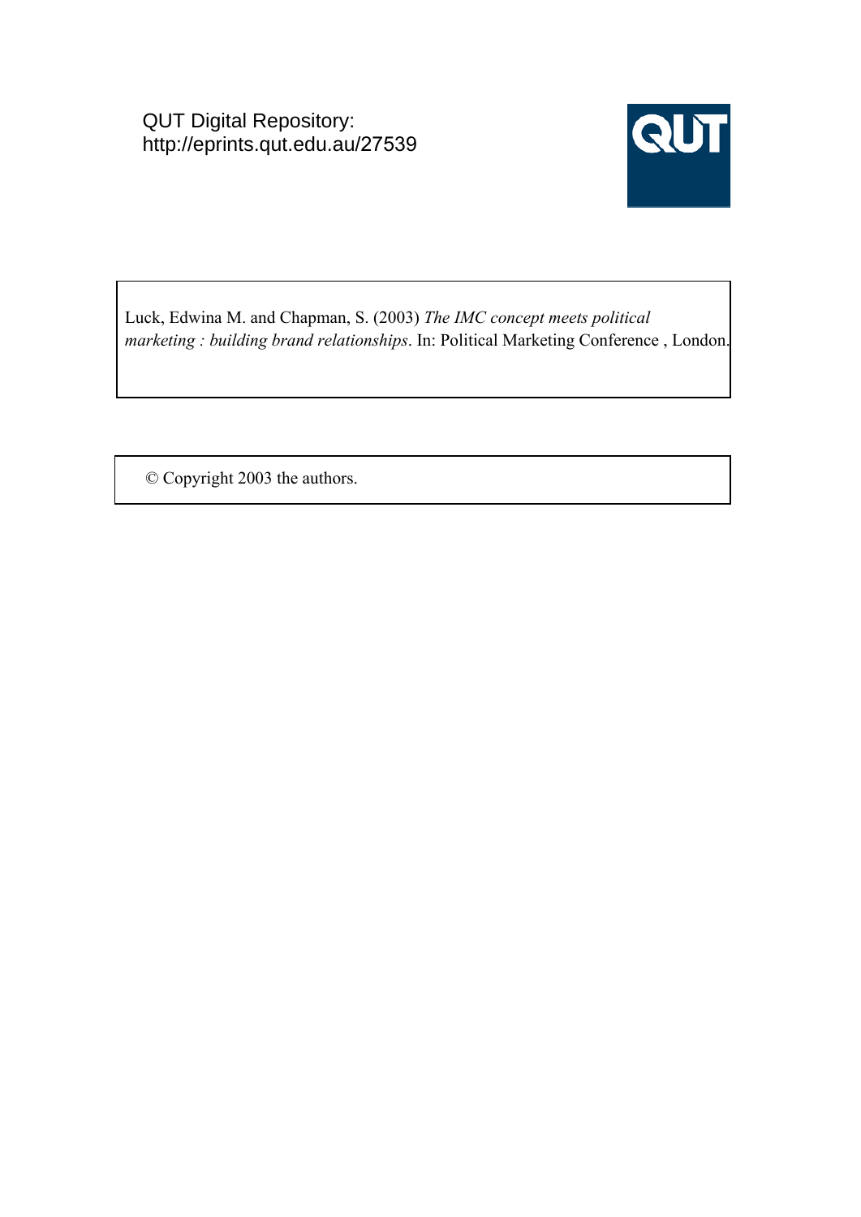QUT Digital Repository:
http://eprints.qut.edu.au/27539

Luck, Edwina M. and Chapman, S. (2003) *The IMC concept meets political marketing : building brand relationships*. In: Political Marketing Conference , London.

© Copyright 2003 the authors.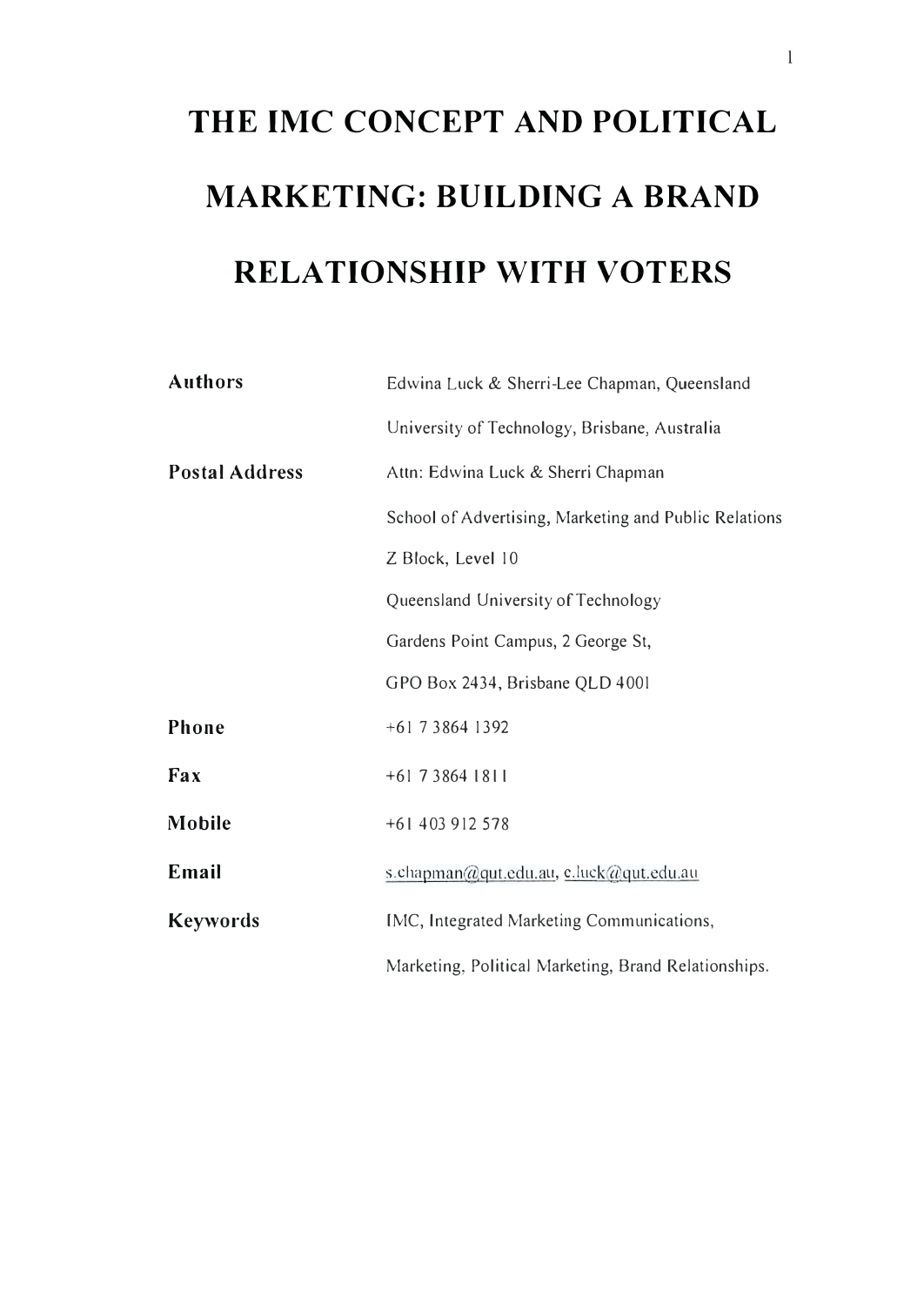# THE IMC CONCEPT AND POLITICAL MARKETING: BUILDING A BRAND RELATIONSHIP WITH VOTERS

| | |
|---|---|
| **Authors** | Edwina Luck & Sherri-Lee Chapman, Queensland University of Technology, Brisbane, Australia |
| **Postal Address** | Attn: Edwina Luck & Sherri Chapman<br>School of Advertising, Marketing and Public Relations<br>Z Block, Level 10<br>Queensland University of Technology<br>Gardens Point Campus, 2 George St,<br>GPO Box 2434, Brisbane QLD 4001 |
| **Phone** | +61 7 3864 1392 |
| **Fax** | +61 7 3864 1811 |
| **Mobile** | +61 403 912 578 |
| **Email** | s.chapman@qut.edu.au, e.luck@qut.edu.au |
| **Keywords** | IMC, Integrated Marketing Communications, Marketing, Political Marketing, Brand Relationships. |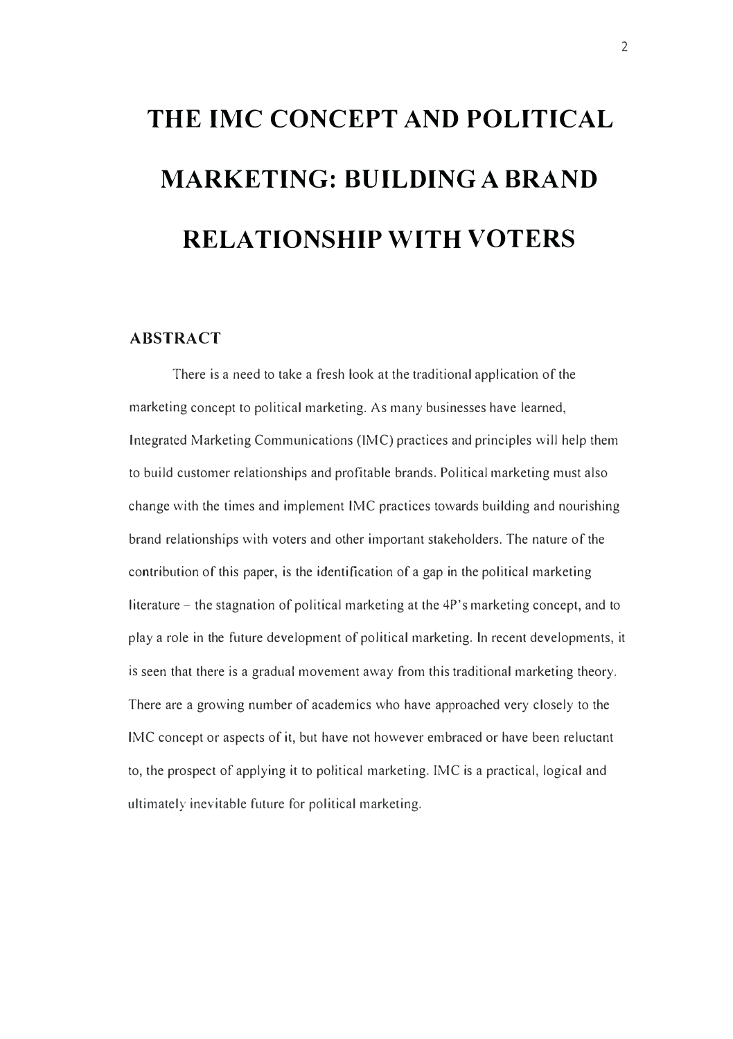# THE IMC CONCEPT AND POLITICAL MARKETING: BUILDING A BRAND RELATIONSHIP WITH VOTERS

## ABSTRACT

There is a need to take a fresh look at the traditional application of the marketing concept to political marketing. As many businesses have learned, Integrated Marketing Communications (IMC) practices and principles will help them to build customer relationships and profitable brands. Political marketing must also change with the times and implement IMC practices towards building and nourishing brand relationships with voters and other important stakeholders. The nature of the contribution of this paper, is the identification of a gap in the political marketing literature – the stagnation of political marketing at the 4P's marketing concept, and to play a role in the future development of political marketing. In recent developments, it is seen that there is a gradual movement away from this traditional marketing theory. There are a growing number of academics who have approached very closely to the IMC concept or aspects of it, but have not however embraced or have been reluctant to, the prospect of applying it to political marketing. IMC is a practical, logical and ultimately inevitable future for political marketing.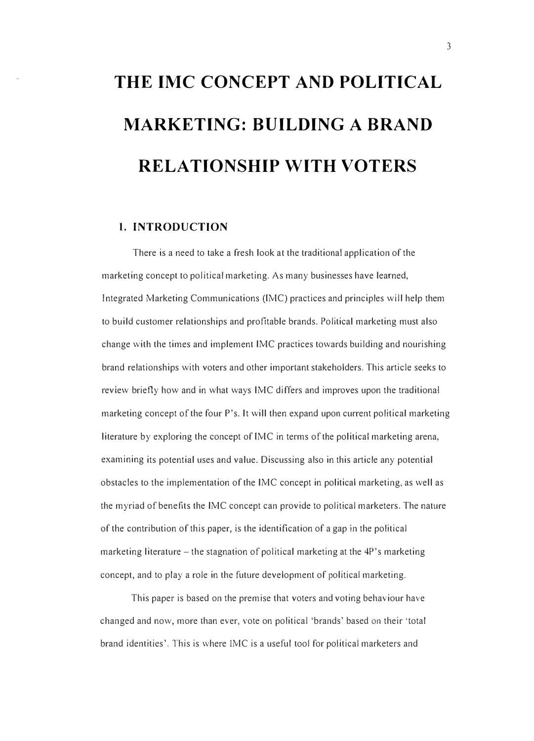# THE IMC CONCEPT AND POLITICAL MARKETING: BUILDING A BRAND RELATIONSHIP WITH VOTERS

## 1. INTRODUCTION

There is a need to take a fresh look at the traditional application of the marketing concept to political marketing. As many businesses have learned, Integrated Marketing Communications (IMC) practices and principles will help them to build customer relationships and profitable brands. Political marketing must also change with the times and implement IMC practices towards building and nourishing brand relationships with voters and other important stakeholders. This article seeks to review briefly how and in what ways IMC differs and improves upon the traditional marketing concept of the four P's. It will then expand upon current political marketing literature by exploring the concept of IMC in terms of the political marketing arena, examining its potential uses and value. Discussing also in this article any potential obstacles to the implementation of the IMC concept in political marketing, as well as the myriad of benefits the IMC concept can provide to political marketers. The nature of the contribution of this paper, is the identification of a gap in the political marketing literature – the stagnation of political marketing at the 4P's marketing concept, and to play a role in the future development of political marketing.

This paper is based on the premise that voters and voting behaviour have changed and now, more than ever, vote on political 'brands' based on their 'total brand identities'. This is where IMC is a useful tool for political marketers and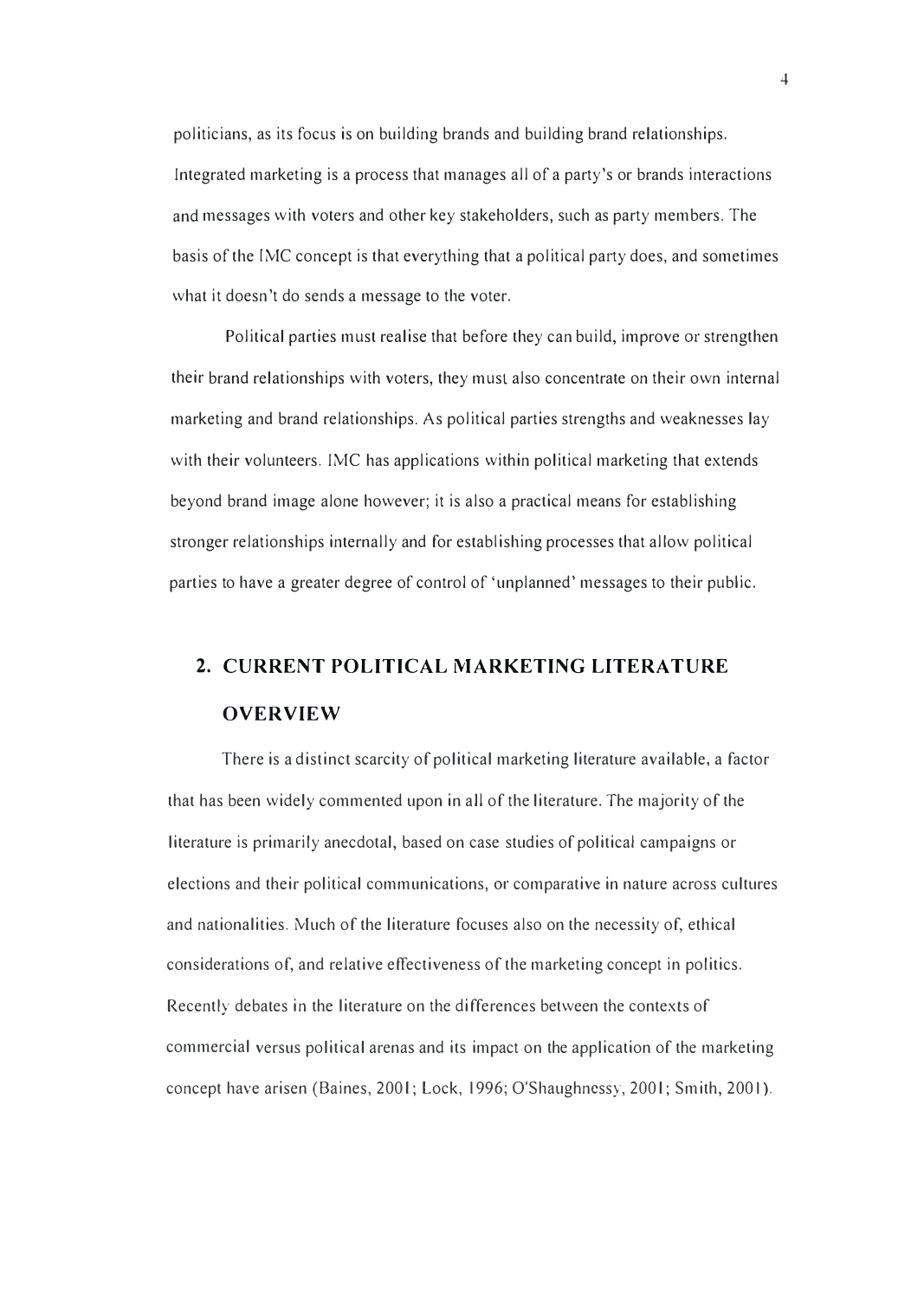politicians, as its focus is on building brands and building brand relationships. Integrated marketing is a process that manages all of a party's or brands interactions and messages with voters and other key stakeholders, such as party members. The basis of the IMC concept is that everything that a political party does, and sometimes what it doesn't do sends a message to the voter.

Political parties must realise that before they can build, improve or strengthen their brand relationships with voters, they must also concentrate on their own internal marketing and brand relationships. As political parties strengths and weaknesses lay with their volunteers. IMC has applications within political marketing that extends beyond brand image alone however; it is also a practical means for establishing stronger relationships internally and for establishing processes that allow political parties to have a greater degree of control of 'unplanned' messages to their public.

## 2. CURRENT POLITICAL MARKETING LITERATURE OVERVIEW

There is a distinct scarcity of political marketing literature available, a factor that has been widely commented upon in all of the literature. The majority of the literature is primarily anecdotal, based on case studies of political campaigns or elections and their political communications, or comparative in nature across cultures and nationalities. Much of the literature focuses also on the necessity of, ethical considerations of, and relative effectiveness of the marketing concept in politics. Recently debates in the literature on the differences between the contexts of commercial versus political arenas and its impact on the application of the marketing concept have arisen (Baines, 2001; Lock, 1996; O'Shaughnessy, 2001; Smith, 2001).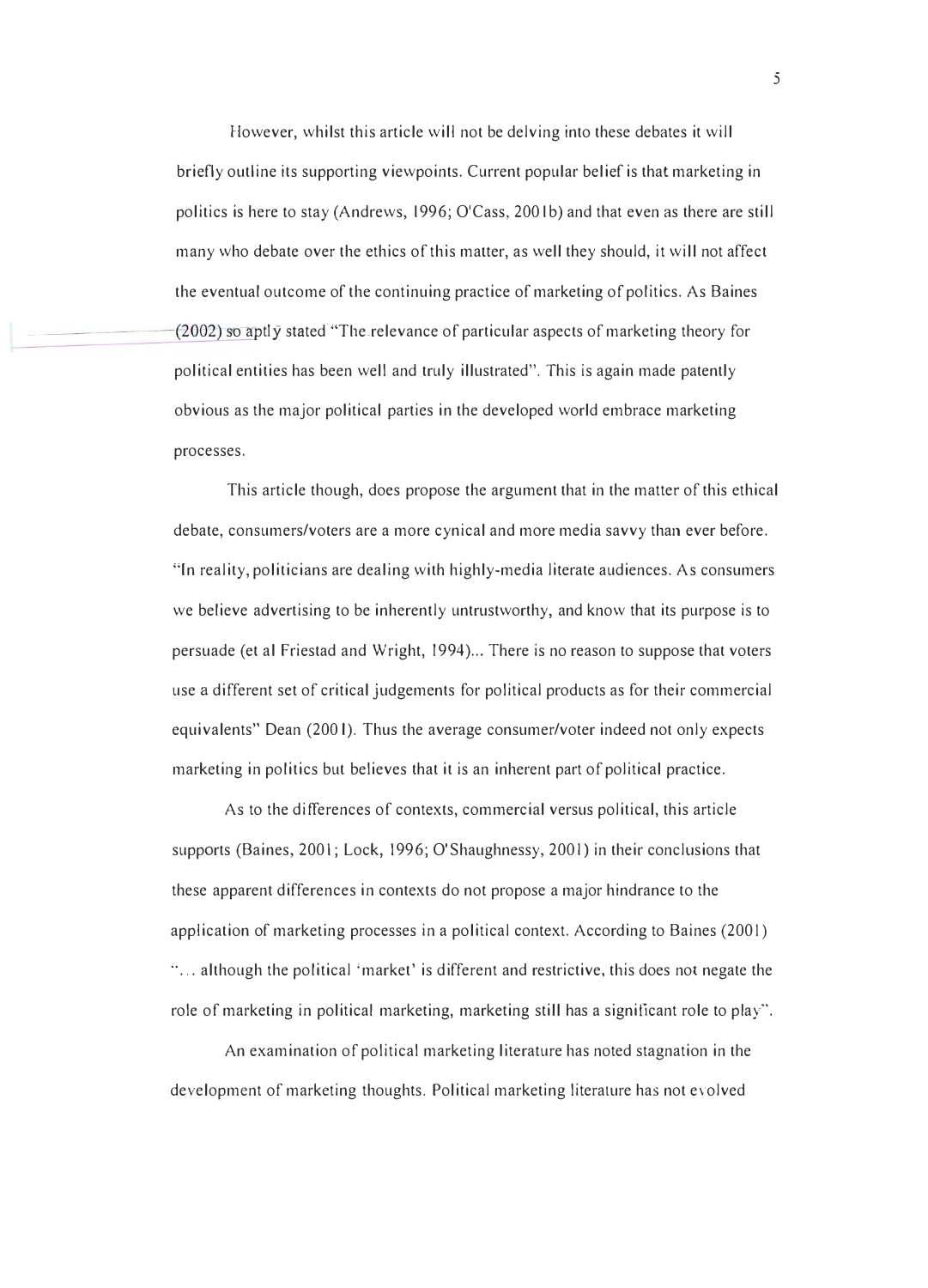However, whilst this article will not be delving into these debates it will briefly outline its supporting viewpoints. Current popular belief is that marketing in politics is here to stay (Andrews, 1996; O'Cass, 2001b) and that even as there are still many who debate over the ethics of this matter, as well they should, it will not affect the eventual outcome of the continuing practice of marketing of politics. As Baines (2002) so aptly stated "The relevance of particular aspects of marketing theory for political entities has been well and truly illustrated". This is again made patently obvious as the major political parties in the developed world embrace marketing processes.

This article though, does propose the argument that in the matter of this ethical debate, consumers/voters are a more cynical and more media savvy than ever before. "In reality, politicians are dealing with highly-media literate audiences. As consumers we believe advertising to be inherently untrustworthy, and know that its purpose is to persuade (et al Friestad and Wright, 1994)... There is no reason to suppose that voters use a different set of critical judgements for political products as for their commercial equivalents" Dean (2001). Thus the average consumer/voter indeed not only expects marketing in politics but believes that it is an inherent part of political practice.

As to the differences of contexts, commercial versus political, this article supports (Baines, 2001; Lock, 1996; O'Shaughnessy, 2001) in their conclusions that these apparent differences in contexts do not propose a major hindrance to the application of marketing processes in a political context. According to Baines (2001) "... although the political 'market' is different and restrictive, this does not negate the role of marketing in political marketing, marketing still has a significant role to play".

An examination of political marketing literature has noted stagnation in the development of marketing thoughts. Political marketing literature has not evolved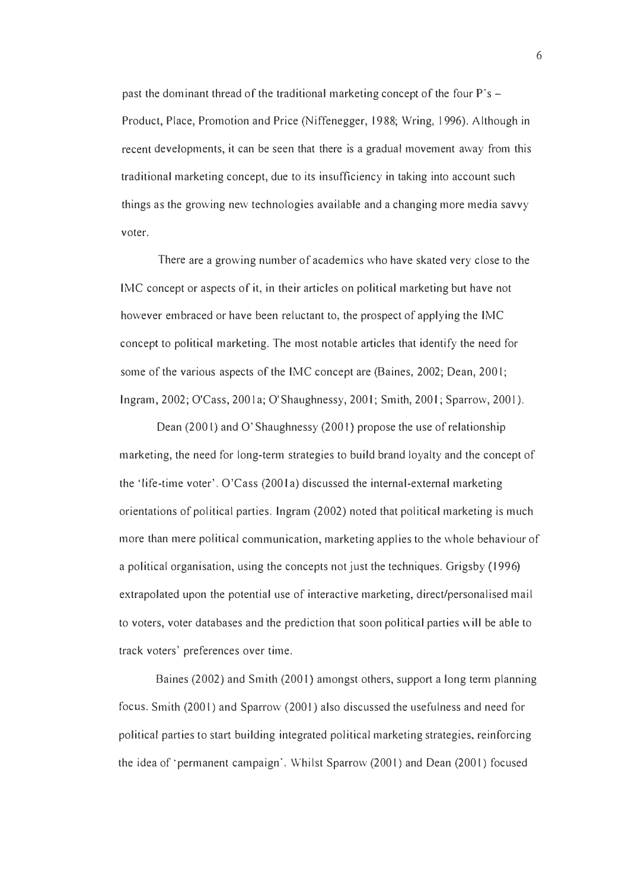past the dominant thread of the traditional marketing concept of the four P's – Product, Place, Promotion and Price (Niffenegger, 1988; Wring, 1996). Although in recent developments, it can be seen that there is a gradual movement away from this traditional marketing concept, due to its insufficiency in taking into account such things as the growing new technologies available and a changing more media savvy voter.

There are a growing number of academics who have skated very close to the IMC concept or aspects of it, in their articles on political marketing but have not however embraced or have been reluctant to, the prospect of applying the IMC concept to political marketing. The most notable articles that identify the need for some of the various aspects of the IMC concept are (Baines, 2002; Dean, 2001; Ingram, 2002; O'Cass, 2001a; O'Shaughnessy, 2001; Smith, 2001; Sparrow, 2001).

Dean (2001) and O'Shaughnessy (2001) propose the use of relationship marketing, the need for long-term strategies to build brand loyalty and the concept of the 'life-time voter'. O'Cass (2001a) discussed the internal-external marketing orientations of political parties. Ingram (2002) noted that political marketing is much more than mere political communication, marketing applies to the whole behaviour of a political organisation, using the concepts not just the techniques. Grigsby (1996) extrapolated upon the potential use of interactive marketing, direct/personalised mail to voters, voter databases and the prediction that soon political parties will be able to track voters' preferences over time.

Baines (2002) and Smith (2001) amongst others, support a long term planning focus. Smith (2001) and Sparrow (2001) also discussed the usefulness and need for political parties to start building integrated political marketing strategies, reinforcing the idea of 'permanent campaign'. Whilst Sparrow (2001) and Dean (2001) focused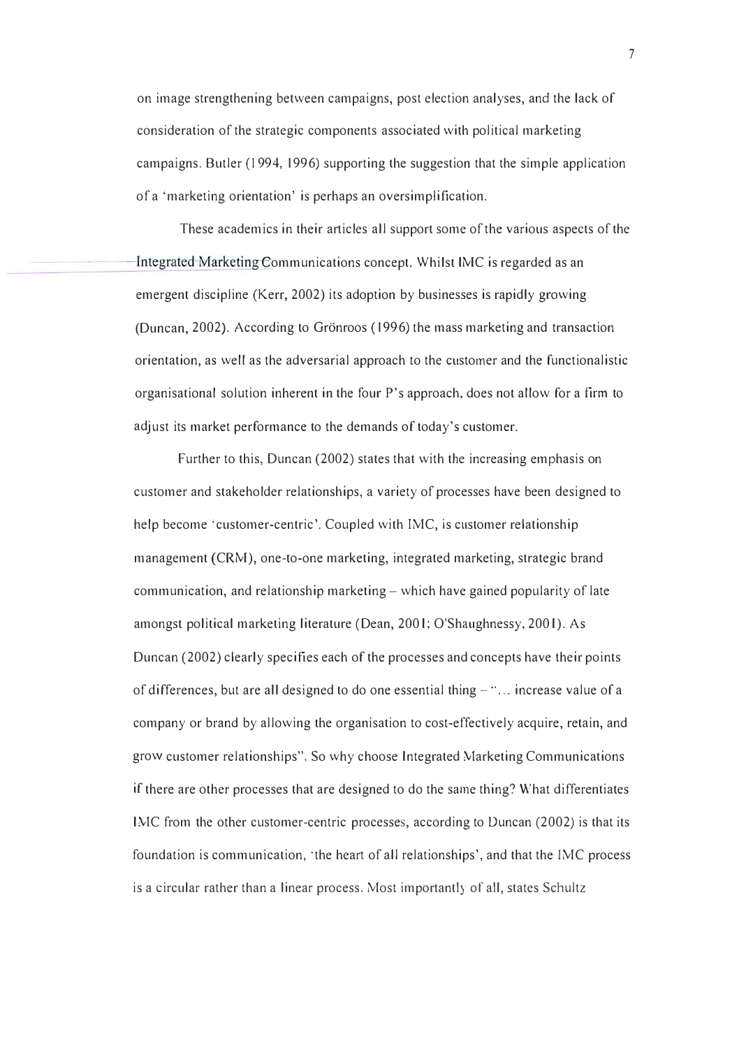on image strengthening between campaigns, post election analyses, and the lack of consideration of the strategic components associated with political marketing campaigns. Butler (1994, 1996) supporting the suggestion that the simple application of a 'marketing orientation' is perhaps an oversimplification.

These academics in their articles all support some of the various aspects of the Integrated Marketing Communications concept. Whilst IMC is regarded as an emergent discipline (Kerr, 2002) its adoption by businesses is rapidly growing (Duncan, 2002). According to Grönroos (1996) the mass marketing and transaction orientation, as well as the adversarial approach to the customer and the functionalistic organisational solution inherent in the four P's approach, does not allow for a firm to adjust its market performance to the demands of today's customer.

Further to this, Duncan (2002) states that with the increasing emphasis on customer and stakeholder relationships, a variety of processes have been designed to help become 'customer-centric'. Coupled with IMC, is customer relationship management (CRM), one-to-one marketing, integrated marketing, strategic brand communication, and relationship marketing – which have gained popularity of late amongst political marketing literature (Dean, 2001; O'Shaughnessy, 2001). As Duncan (2002) clearly specifies each of the processes and concepts have their points of differences, but are all designed to do one essential thing – "... increase value of a company or brand by allowing the organisation to cost-effectively acquire, retain, and grow customer relationships". So why choose Integrated Marketing Communications if there are other processes that are designed to do the same thing? What differentiates IMC from the other customer-centric processes, according to Duncan (2002) is that its foundation is communication, 'the heart of all relationships', and that the IMC process is a circular rather than a linear process. Most importantly of all, states Schultz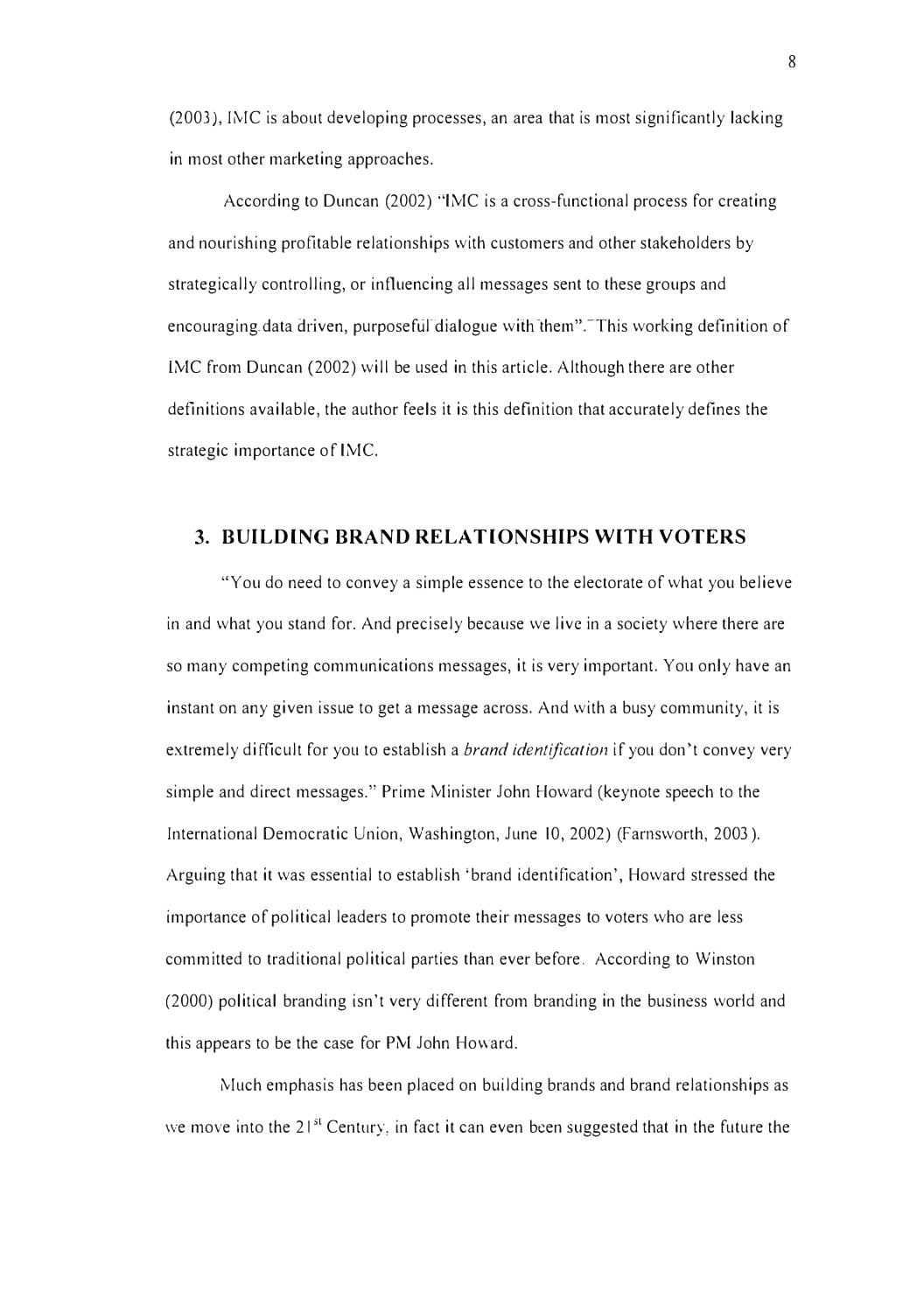(2003), IMC is about developing processes, an area that is most significantly lacking in most other marketing approaches.

According to Duncan (2002) "IMC is a cross-functional process for creating and nourishing profitable relationships with customers and other stakeholders by strategically controlling, or influencing all messages sent to these groups and encouraging data driven, purposeful dialogue with them". This working definition of IMC from Duncan (2002) will be used in this article. Although there are other definitions available, the author feels it is this definition that accurately defines the strategic importance of IMC.

## 3. BUILDING BRAND RELATIONSHIPS WITH VOTERS

"You do need to convey a simple essence to the electorate of what you believe in and what you stand for. And precisely because we live in a society where there are so many competing communications messages, it is very important. You only have an instant on any given issue to get a message across. And with a busy community, it is extremely difficult for you to establish a *brand identification* if you don't convey very simple and direct messages." Prime Minister John Howard (keynote speech to the International Democratic Union, Washington, June 10, 2002) (Farnsworth, 2003). Arguing that it was essential to establish 'brand identification', Howard stressed the importance of political leaders to promote their messages to voters who are less committed to traditional political parties than ever before. According to Winston (2000) political branding isn't very different from branding in the business world and this appears to be the case for PM John Howard.

Much emphasis has been placed on building brands and brand relationships as we move into the 21st Century, in fact it can even been suggested that in the future the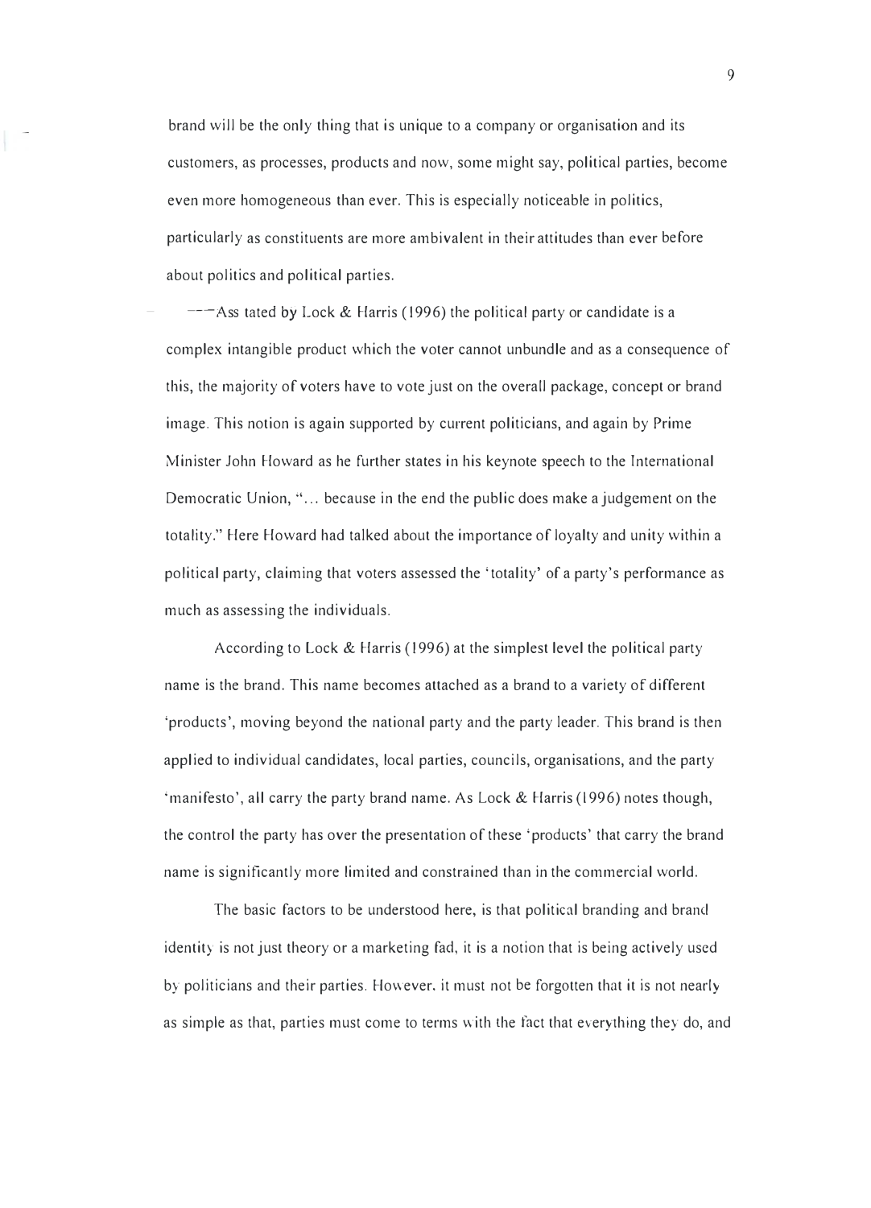brand will be the only thing that is unique to a company or organisation and its customers, as processes, products and now, some might say, political parties, become even more homogeneous than ever. This is especially noticeable in politics, particularly as constituents are more ambivalent in their attitudes than ever before about politics and political parties.

Ass tated by Lock & Harris (1996) the political party or candidate is a complex intangible product which the voter cannot unbundle and as a consequence of this, the majority of voters have to vote just on the overall package, concept or brand image. This notion is again supported by current politicians, and again by Prime Minister John Howard as he further states in his keynote speech to the International Democratic Union, "… because in the end the public does make a judgement on the totality." Here Howard had talked about the importance of loyalty and unity within a political party, claiming that voters assessed the 'totality' of a party's performance as much as assessing the individuals.

According to Lock & Harris (1996) at the simplest level the political party name is the brand. This name becomes attached as a brand to a variety of different 'products', moving beyond the national party and the party leader. This brand is then applied to individual candidates, local parties, councils, organisations, and the party 'manifesto', all carry the party brand name. As Lock & Harris (1996) notes though, the control the party has over the presentation of these 'products' that carry the brand name is significantly more limited and constrained than in the commercial world.

The basic factors to be understood here, is that political branding and brand identity is not just theory or a marketing fad, it is a notion that is being actively used by politicians and their parties. However, it must not be forgotten that it is not nearly as simple as that, parties must come to terms with the fact that everything they do, and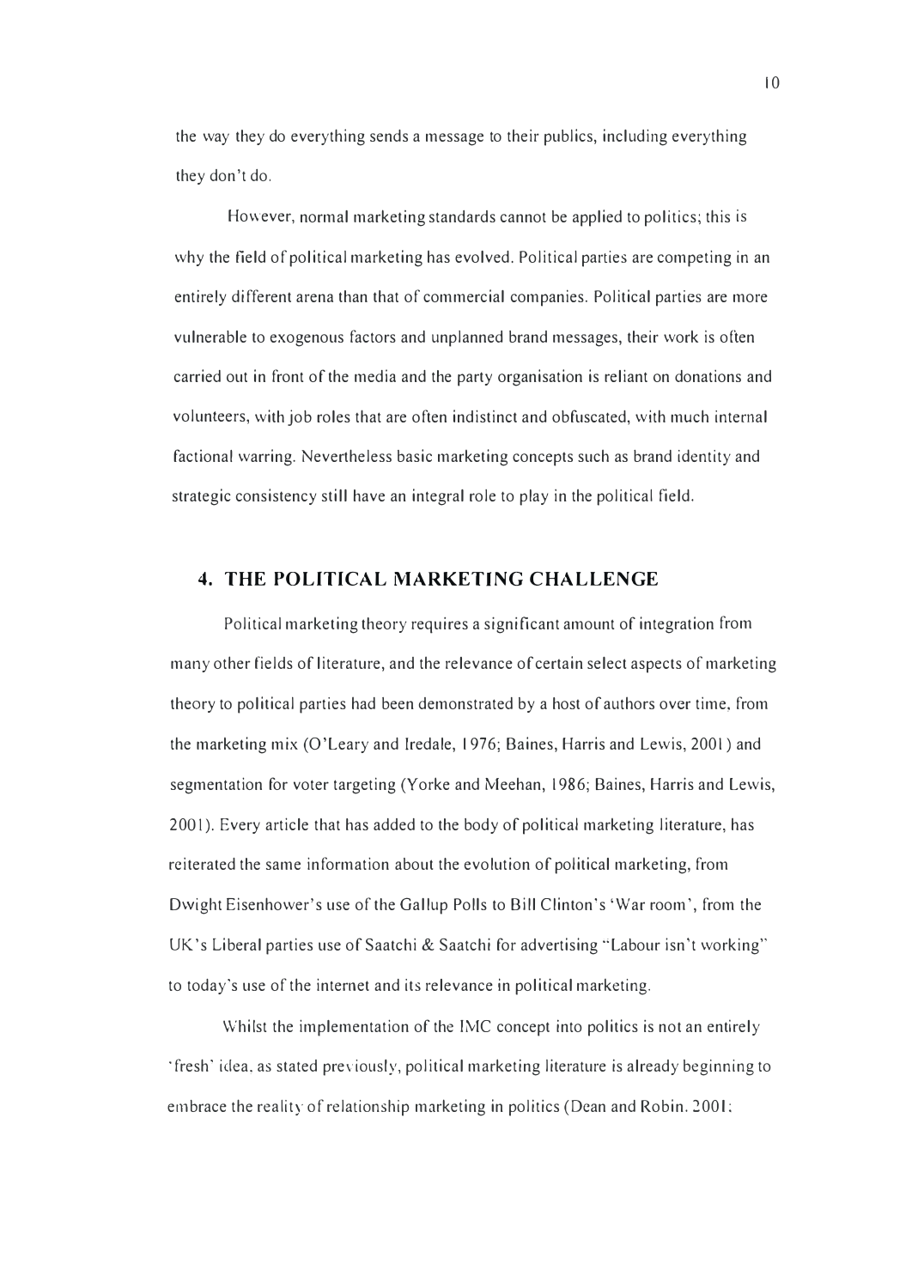the way they do everything sends a message to their publics, including everything they don't do.

However, normal marketing standards cannot be applied to politics; this is why the field of political marketing has evolved. Political parties are competing in an entirely different arena than that of commercial companies. Political parties are more vulnerable to exogenous factors and unplanned brand messages, their work is often carried out in front of the media and the party organisation is reliant on donations and volunteers, with job roles that are often indistinct and obfuscated, with much internal factional warring. Nevertheless basic marketing concepts such as brand identity and strategic consistency still have an integral role to play in the political field.

## 4. THE POLITICAL MARKETING CHALLENGE

Political marketing theory requires a significant amount of integration from many other fields of literature, and the relevance of certain select aspects of marketing theory to political parties had been demonstrated by a host of authors over time, from the marketing mix (O'Leary and Iredale, 1976; Baines, Harris and Lewis, 2001) and segmentation for voter targeting (Yorke and Meehan, 1986; Baines, Harris and Lewis, 2001). Every article that has added to the body of political marketing literature, has reiterated the same information about the evolution of political marketing, from Dwight Eisenhower's use of the Gallup Polls to Bill Clinton's 'War room', from the UK's Liberal parties use of Saatchi & Saatchi for advertising "Labour isn't working" to today's use of the internet and its relevance in political marketing.

Whilst the implementation of the IMC concept into politics is not an entirely 'fresh' idea, as stated previously, political marketing literature is already beginning to embrace the reality of relationship marketing in politics (Dean and Robin. 2001;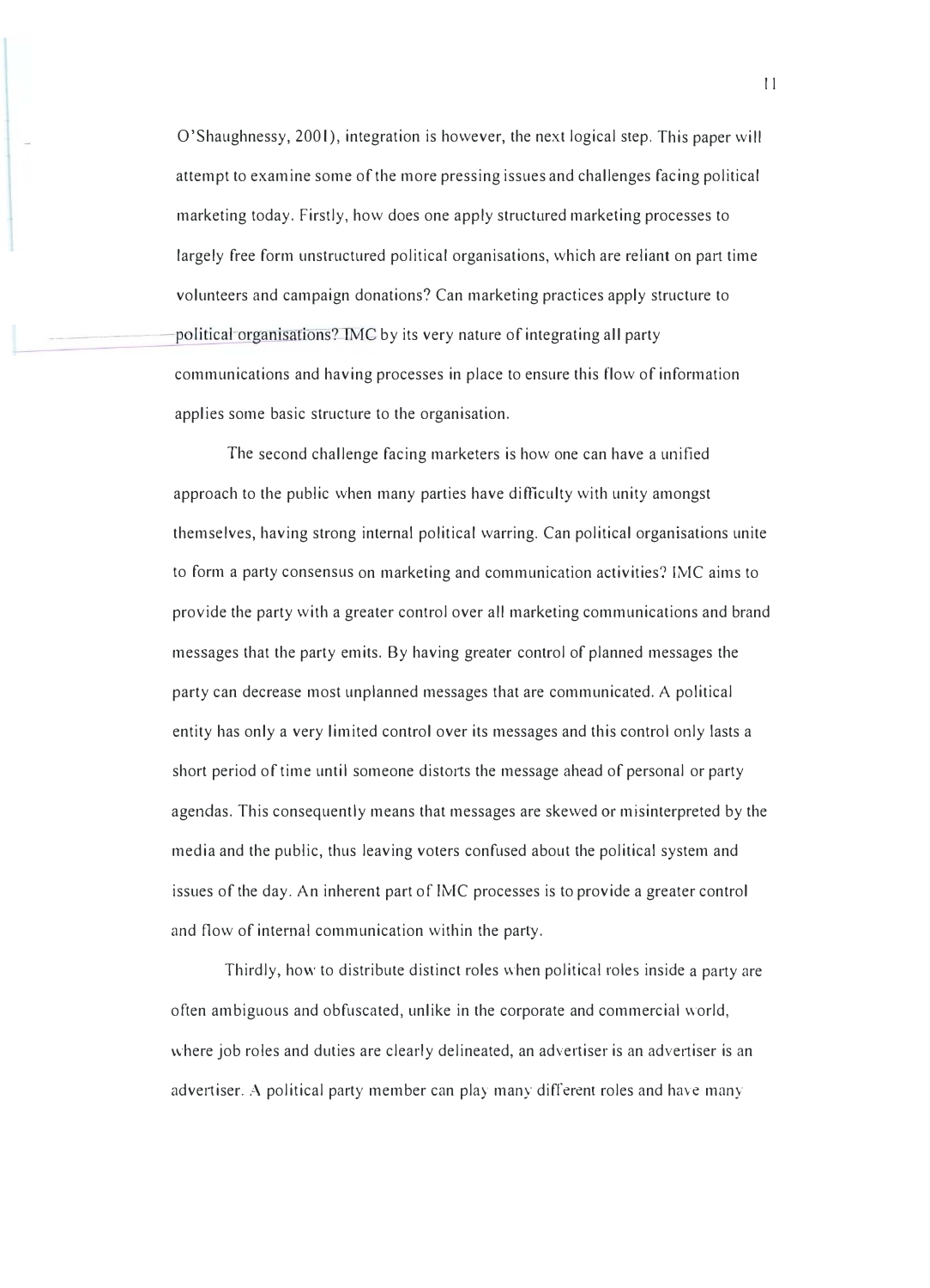O'Shaughnessy, 2001), integration is however, the next logical step. This paper will attempt to examine some of the more pressing issues and challenges facing political marketing today. Firstly, how does one apply structured marketing processes to largely free form unstructured political organisations, which are reliant on part time volunteers and campaign donations? Can marketing practices apply structure to political organisations? IMC by its very nature of integrating all party communications and having processes in place to ensure this flow of information applies some basic structure to the organisation.

The second challenge facing marketers is how one can have a unified approach to the public when many parties have difficulty with unity amongst themselves, having strong internal political warring. Can political organisations unite to form a party consensus on marketing and communication activities? IMC aims to provide the party with a greater control over all marketing communications and brand messages that the party emits. By having greater control of planned messages the party can decrease most unplanned messages that are communicated. A political entity has only a very limited control over its messages and this control only lasts a short period of time until someone distorts the message ahead of personal or party agendas. This consequently means that messages are skewed or misinterpreted by the media and the public, thus leaving voters confused about the political system and issues of the day. An inherent part of IMC processes is to provide a greater control and flow of internal communication within the party.

Thirdly, how to distribute distinct roles when political roles inside a party are often ambiguous and obfuscated, unlike in the corporate and commercial world, where job roles and duties are clearly delineated, an advertiser is an advertiser is an advertiser. A political party member can play many different roles and have many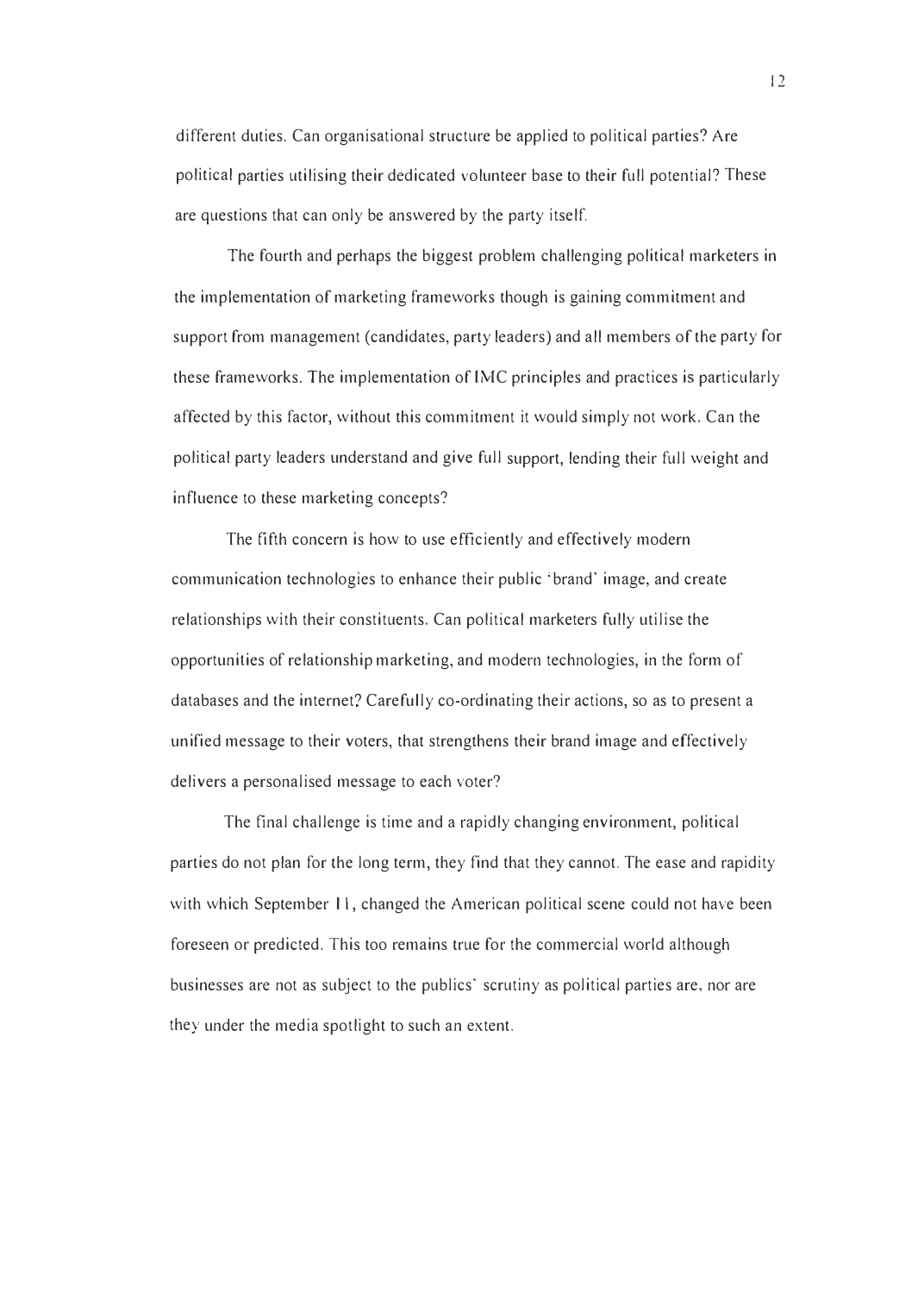different duties. Can organisational structure be applied to political parties? Are political parties utilising their dedicated volunteer base to their full potential? These are questions that can only be answered by the party itself.

The fourth and perhaps the biggest problem challenging political marketers in the implementation of marketing frameworks though is gaining commitment and support from management (candidates, party leaders) and all members of the party for these frameworks. The implementation of IMC principles and practices is particularly affected by this factor, without this commitment it would simply not work. Can the political party leaders understand and give full support, lending their full weight and influence to these marketing concepts?

The fifth concern is how to use efficiently and effectively modern communication technologies to enhance their public 'brand' image, and create relationships with their constituents. Can political marketers fully utilise the opportunities of relationship marketing, and modern technologies, in the form of databases and the internet? Carefully co-ordinating their actions, so as to present a unified message to their voters, that strengthens their brand image and effectively delivers a personalised message to each voter?

The final challenge is time and a rapidly changing environment, political parties do not plan for the long term, they find that they cannot. The ease and rapidity with which September 11, changed the American political scene could not have been foreseen or predicted. This too remains true for the commercial world although businesses are not as subject to the publics' scrutiny as political parties are, nor are they under the media spotlight to such an extent.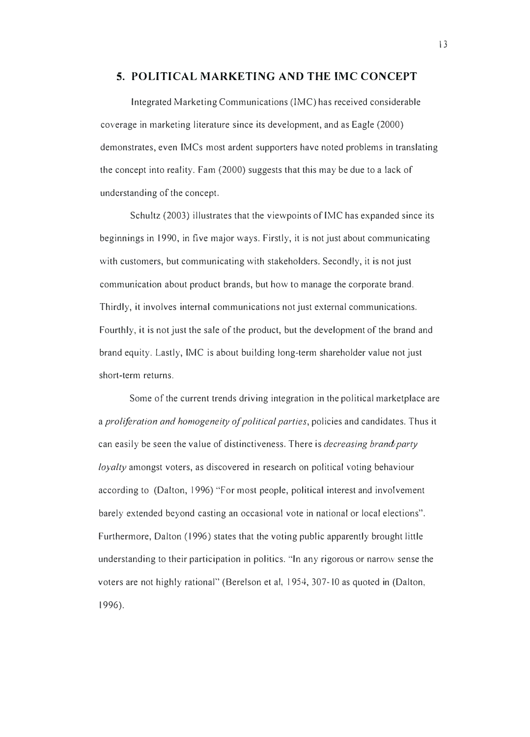## 5. POLITICAL MARKETING AND THE IMC CONCEPT

Integrated Marketing Communications (IMC) has received considerable coverage in marketing literature since its development, and as Eagle (2000) demonstrates, even IMCs most ardent supporters have noted problems in translating the concept into reality. Fam (2000) suggests that this may be due to a lack of understanding of the concept.

Schultz (2003) illustrates that the viewpoints of IMC has expanded since its beginnings in 1990, in five major ways. Firstly, it is not just about communicating with customers, but communicating with stakeholders. Secondly, it is not just communication about product brands, but how to manage the corporate brand. Thirdly, it involves internal communications not just external communications. Fourthly, it is not just the sale of the product, but the development of the brand and brand equity. Lastly, IMC is about building long-term shareholder value not just short-term returns.

Some of the current trends driving integration in the political marketplace are a *proliferation and homogeneity of political parties*, policies and candidates. Thus it can easily be seen the value of distinctiveness. There is *decreasing brand/party loyalty* amongst voters, as discovered in research on political voting behaviour according to (Dalton, 1996) "For most people, political interest and involvement barely extended beyond casting an occasional vote in national or local elections". Furthermore, Dalton (1996) states that the voting public apparently brought little understanding to their participation in politics. "In any rigorous or narrow sense the voters are not highly rational" (Berelson et al, 1954, 307-10 as quoted in (Dalton, 1996).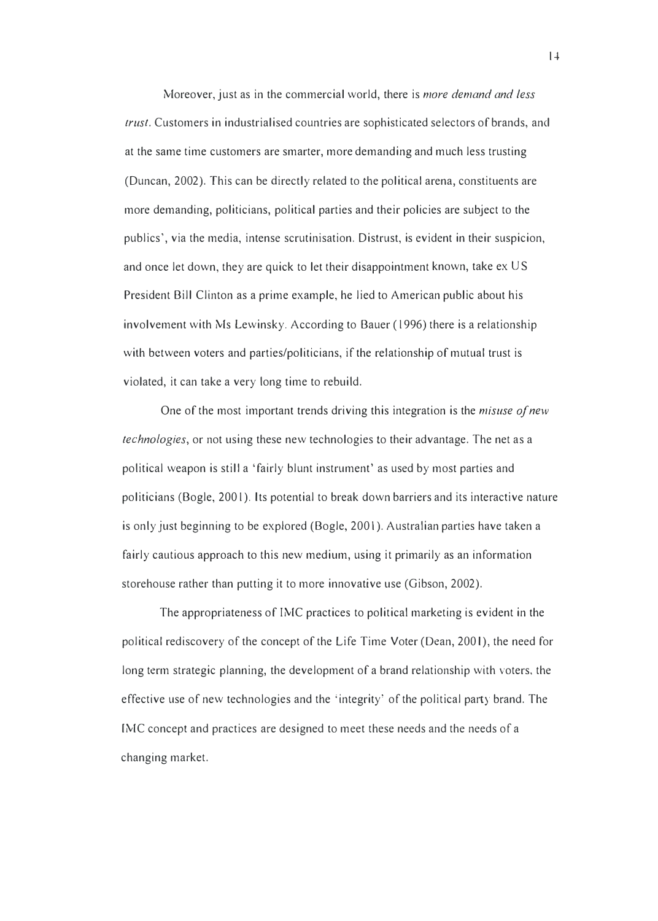Moreover, just as in the commercial world, there is *more demand and less trust*. Customers in industrialised countries are sophisticated selectors of brands, and at the same time customers are smarter, more demanding and much less trusting (Duncan, 2002). This can be directly related to the political arena, constituents are more demanding, politicians, political parties and their policies are subject to the publics', via the media, intense scrutinisation. Distrust, is evident in their suspicion, and once let down, they are quick to let their disappointment known, take ex US President Bill Clinton as a prime example, he lied to American public about his involvement with Ms Lewinsky. According to Bauer (1996) there is a relationship with between voters and parties/politicians, if the relationship of mutual trust is violated, it can take a very long time to rebuild.

One of the most important trends driving this integration is the *misuse of new technologies*, or not using these new technologies to their advantage. The net as a political weapon is still a 'fairly blunt instrument' as used by most parties and politicians (Bogle, 2001). Its potential to break down barriers and its interactive nature is only just beginning to be explored (Bogle, 2001). Australian parties have taken a fairly cautious approach to this new medium, using it primarily as an information storehouse rather than putting it to more innovative use (Gibson, 2002).

The appropriateness of IMC practices to political marketing is evident in the political rediscovery of the concept of the Life Time Voter (Dean, 2001), the need for long term strategic planning, the development of a brand relationship with voters, the effective use of new technologies and the 'integrity' of the political party brand. The IMC concept and practices are designed to meet these needs and the needs of a changing market.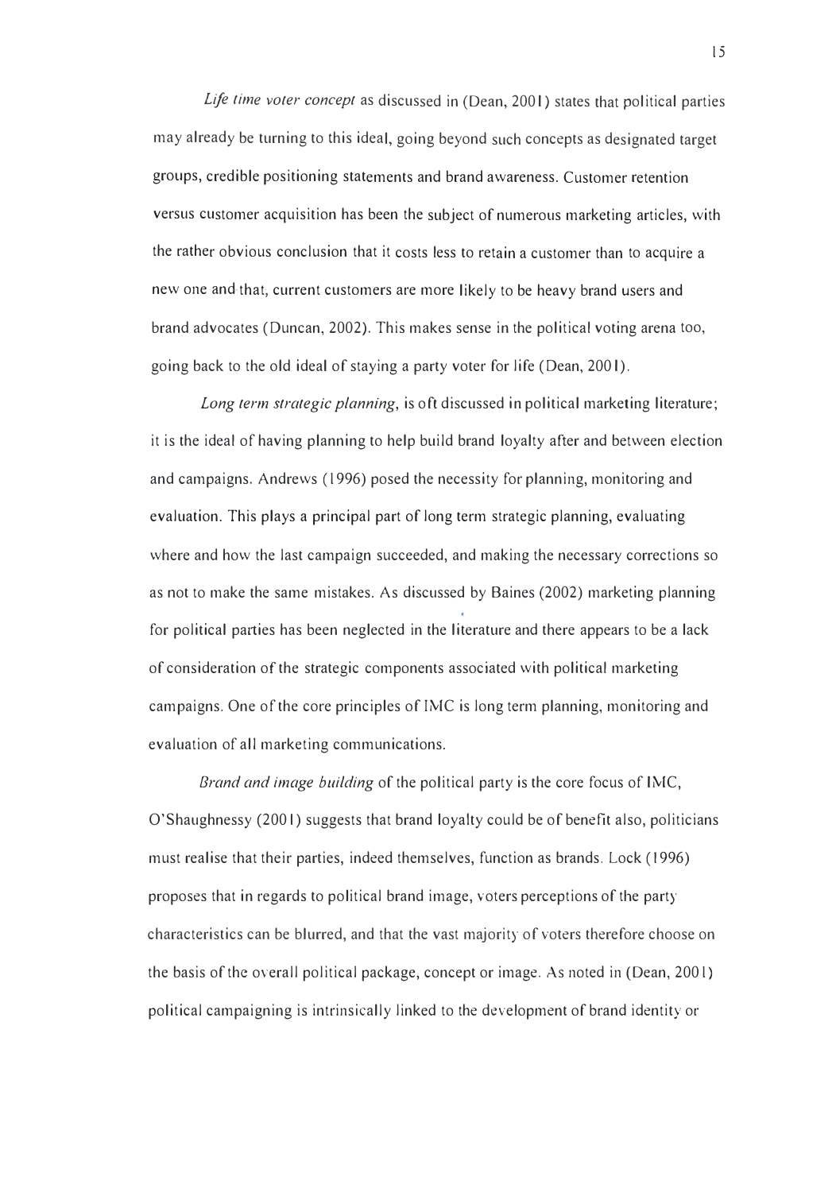*Life time voter concept* as discussed in (Dean, 2001) states that political parties may already be turning to this ideal, going beyond such concepts as designated target groups, credible positioning statements and brand awareness. Customer retention versus customer acquisition has been the subject of numerous marketing articles, with the rather obvious conclusion that it costs less to retain a customer than to acquire a new one and that, current customers are more likely to be heavy brand users and brand advocates (Duncan, 2002). This makes sense in the political voting arena too, going back to the old ideal of staying a party voter for life (Dean, 2001).

*Long term strategic planning*, is oft discussed in political marketing literature; it is the ideal of having planning to help build brand loyalty after and between election and campaigns. Andrews (1996) posed the necessity for planning, monitoring and evaluation. This plays a principal part of long term strategic planning, evaluating where and how the last campaign succeeded, and making the necessary corrections so as not to make the same mistakes. As discussed by Baines (2002) marketing planning for political parties has been neglected in the literature and there appears to be a lack of consideration of the strategic components associated with political marketing campaigns. One of the core principles of IMC is long term planning, monitoring and evaluation of all marketing communications.

*Brand and image building* of the political party is the core focus of IMC, O'Shaughnessy (2001) suggests that brand loyalty could be of benefit also, politicians must realise that their parties, indeed themselves, function as brands. Lock (1996) proposes that in regards to political brand image, voters perceptions of the party characteristics can be blurred, and that the vast majority of voters therefore choose on the basis of the overall political package, concept or image. As noted in (Dean, 2001) political campaigning is intrinsically linked to the development of brand identity or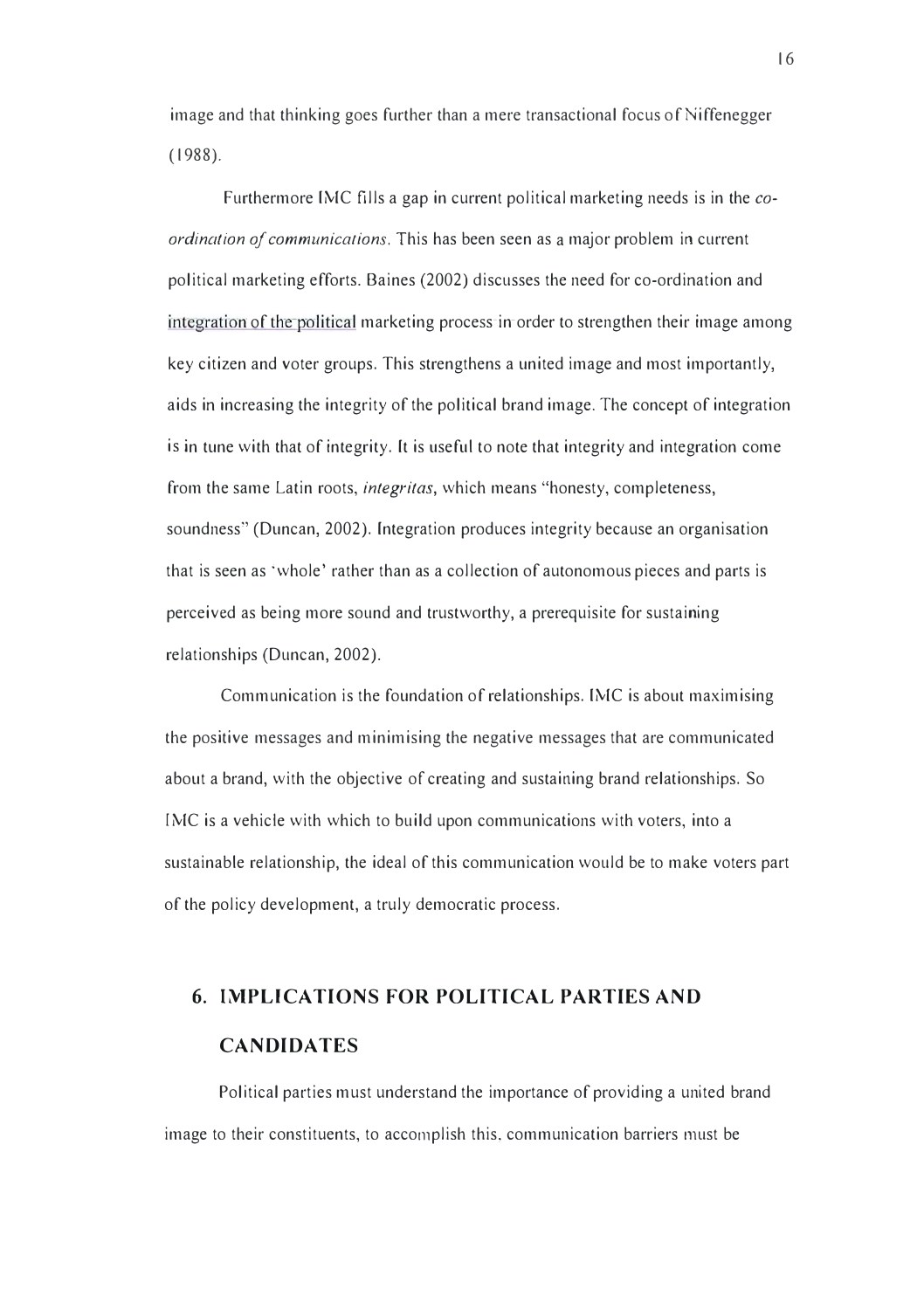image and that thinking goes further than a mere transactional focus of Niffenegger (1988).

Furthermore IMC fills a gap in current political marketing needs is in the *co-ordination of communications*. This has been seen as a major problem in current political marketing efforts. Baines (2002) discusses the need for co-ordination and integration of the political marketing process in order to strengthen their image among key citizen and voter groups. This strengthens a united image and most importantly, aids in increasing the integrity of the political brand image. The concept of integration is in tune with that of integrity. It is useful to note that integrity and integration come from the same Latin roots, *integritas*, which means "honesty, completeness, soundness" (Duncan, 2002). Integration produces integrity because an organisation that is seen as 'whole' rather than as a collection of autonomous pieces and parts is perceived as being more sound and trustworthy, a prerequisite for sustaining relationships (Duncan, 2002).

Communication is the foundation of relationships. IMC is about maximising the positive messages and minimising the negative messages that are communicated about a brand, with the objective of creating and sustaining brand relationships. So IMC is a vehicle with which to build upon communications with voters, into a sustainable relationship, the ideal of this communication would be to make voters part of the policy development, a truly democratic process.

## 6. IMPLICATIONS FOR POLITICAL PARTIES AND CANDIDATES

Political parties must understand the importance of providing a united brand image to their constituents, to accomplish this, communication barriers must be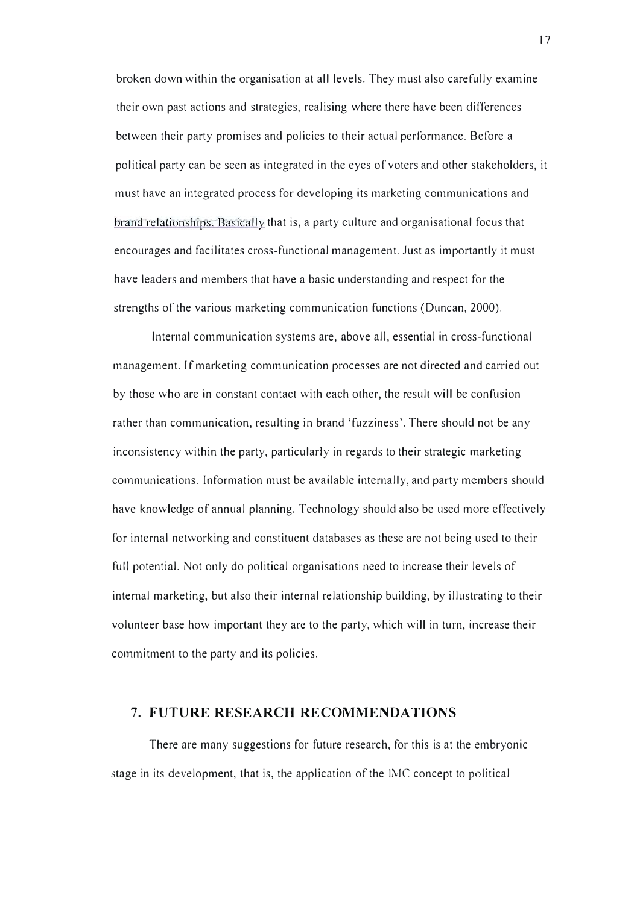broken down within the organisation at all levels. They must also carefully examine their own past actions and strategies, realising where there have been differences between their party promises and policies to their actual performance. Before a political party can be seen as integrated in the eyes of voters and other stakeholders, it must have an integrated process for developing its marketing communications and brand relationships. Basically that is, a party culture and organisational focus that encourages and facilitates cross-functional management. Just as importantly it must have leaders and members that have a basic understanding and respect for the strengths of the various marketing communication functions (Duncan, 2000).

Internal communication systems are, above all, essential in cross-functional management. If marketing communication processes are not directed and carried out by those who are in constant contact with each other, the result will be confusion rather than communication, resulting in brand 'fuzziness'. There should not be any inconsistency within the party, particularly in regards to their strategic marketing communications. Information must be available internally, and party members should have knowledge of annual planning. Technology should also be used more effectively for internal networking and constituent databases as these are not being used to their full potential. Not only do political organisations need to increase their levels of internal marketing, but also their internal relationship building, by illustrating to their volunteer base how important they are to the party, which will in turn, increase their commitment to the party and its policies.

## 7. FUTURE RESEARCH RECOMMENDATIONS

There are many suggestions for future research, for this is at the embryonic stage in its development, that is, the application of the IMC concept to political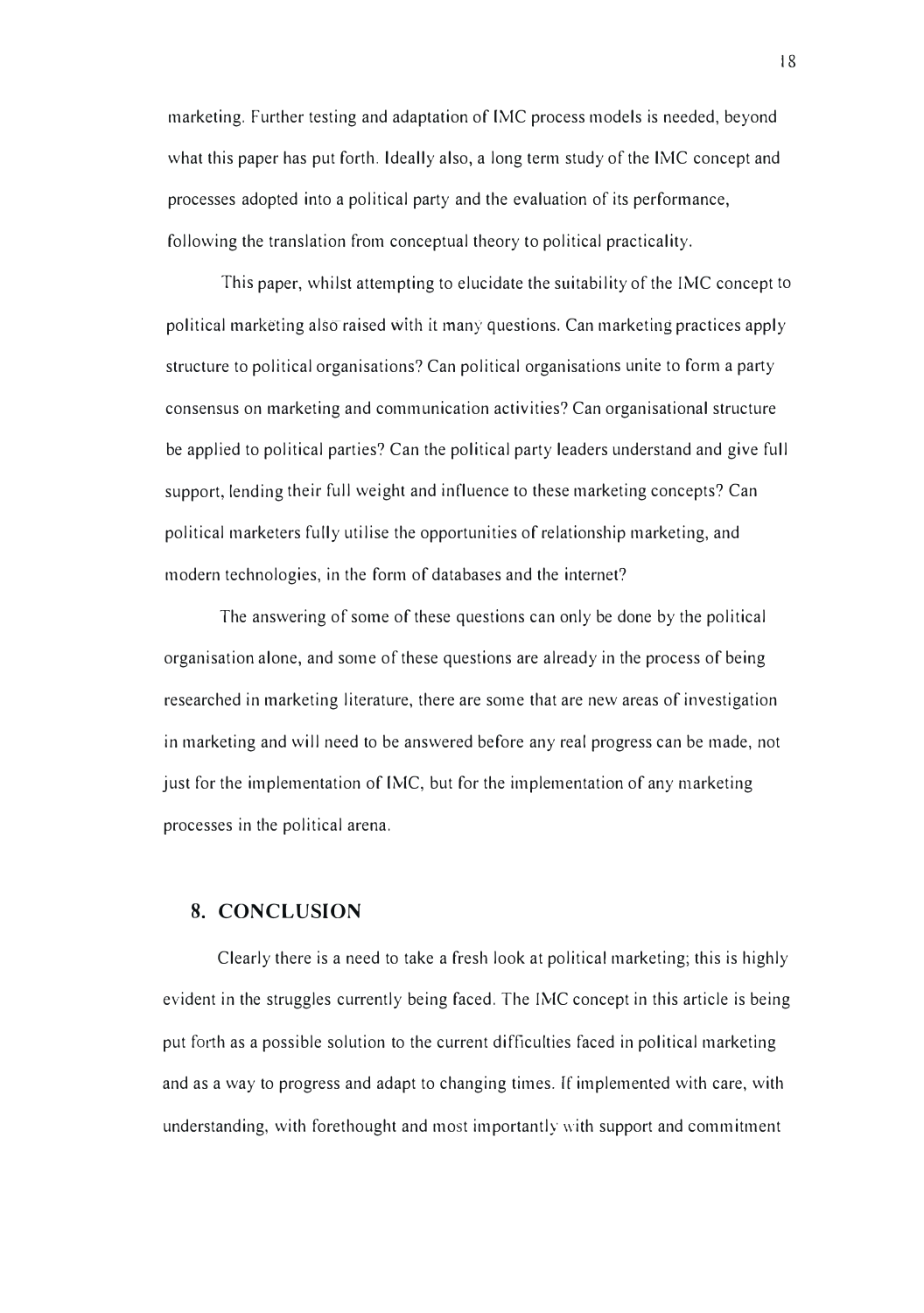marketing. Further testing and adaptation of IMC process models is needed, beyond what this paper has put forth. Ideally also, a long term study of the IMC concept and processes adopted into a political party and the evaluation of its performance, following the translation from conceptual theory to political practicality.

This paper, whilst attempting to elucidate the suitability of the IMC concept to political marketing also raised with it many questions. Can marketing practices apply structure to political organisations? Can political organisations unite to form a party consensus on marketing and communication activities? Can organisational structure be applied to political parties? Can the political party leaders understand and give full support, lending their full weight and influence to these marketing concepts? Can political marketers fully utilise the opportunities of relationship marketing, and modern technologies, in the form of databases and the internet?

The answering of some of these questions can only be done by the political organisation alone, and some of these questions are already in the process of being researched in marketing literature, there are some that are new areas of investigation in marketing and will need to be answered before any real progress can be made, not just for the implementation of IMC, but for the implementation of any marketing processes in the political arena.

## 8. CONCLUSION

Clearly there is a need to take a fresh look at political marketing; this is highly evident in the struggles currently being faced. The IMC concept in this article is being put forth as a possible solution to the current difficulties faced in political marketing and as a way to progress and adapt to changing times. If implemented with care, with understanding, with forethought and most importantly with support and commitment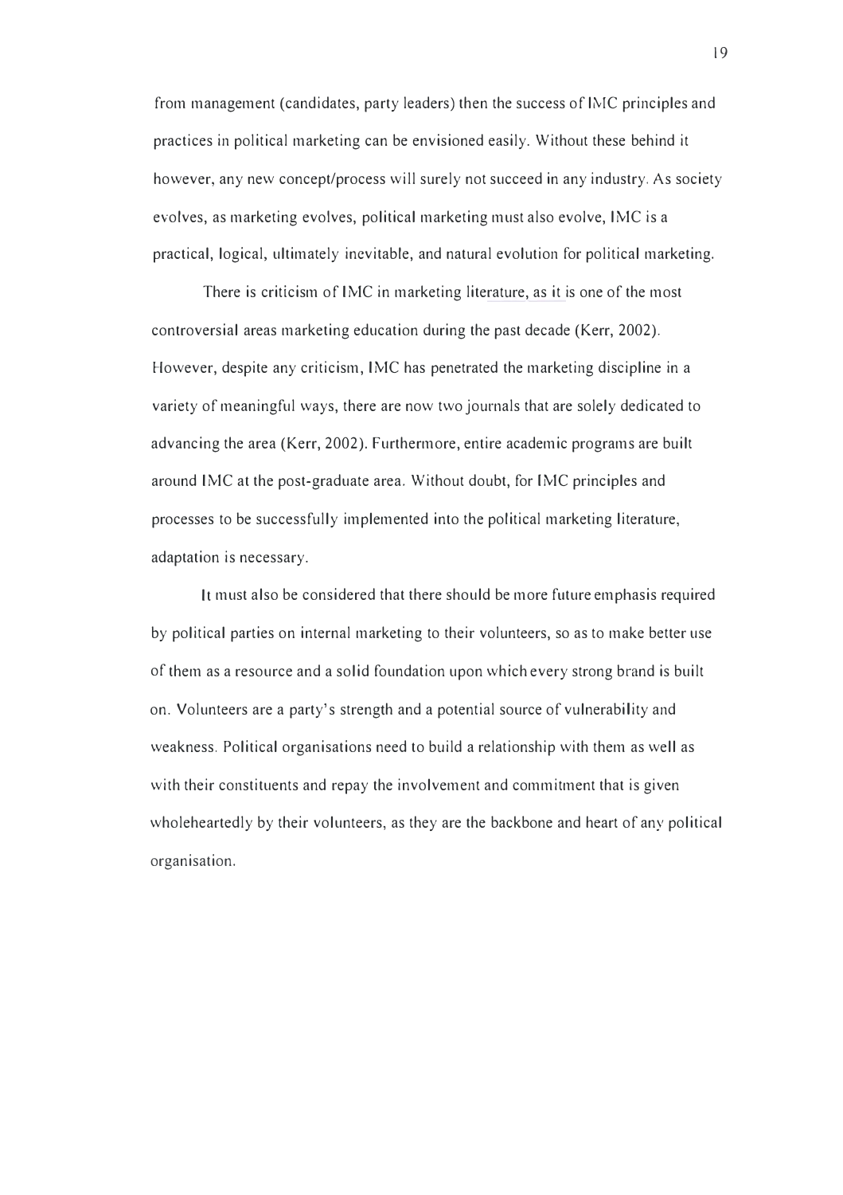from management (candidates, party leaders) then the success of IMC principles and practices in political marketing can be envisioned easily. Without these behind it however, any new concept/process will surely not succeed in any industry. As society evolves, as marketing evolves, political marketing must also evolve, IMC is a practical, logical, ultimately inevitable, and natural evolution for political marketing.

There is criticism of IMC in marketing literature, as it is one of the most controversial areas marketing education during the past decade (Kerr, 2002). However, despite any criticism, IMC has penetrated the marketing discipline in a variety of meaningful ways, there are now two journals that are solely dedicated to advancing the area (Kerr, 2002). Furthermore, entire academic programs are built around IMC at the post-graduate area. Without doubt, for IMC principles and processes to be successfully implemented into the political marketing literature, adaptation is necessary.

It must also be considered that there should be more future emphasis required by political parties on internal marketing to their volunteers, so as to make better use of them as a resource and a solid foundation upon which every strong brand is built on. Volunteers are a party's strength and a potential source of vulnerability and weakness. Political organisations need to build a relationship with them as well as with their constituents and repay the involvement and commitment that is given wholeheartedly by their volunteers, as they are the backbone and heart of any political organisation.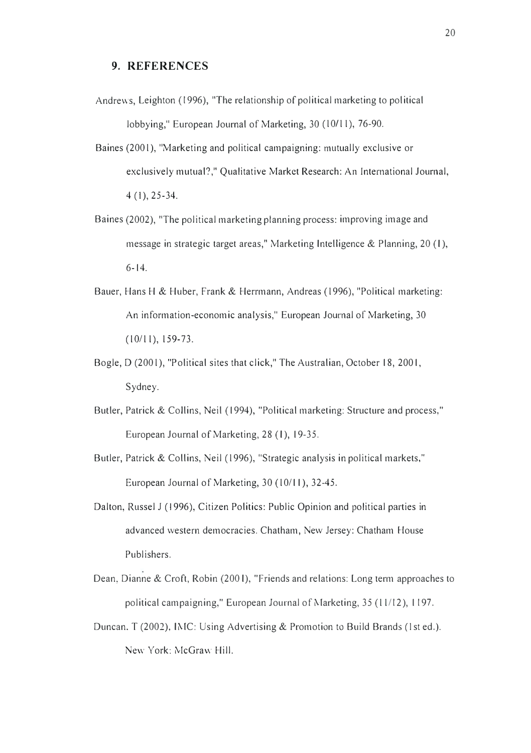## 9. REFERENCES

Andrews, Leighton (1996), "The relationship of political marketing to political lobbying," European Journal of Marketing, 30 (10/11), 76-90.

Baines (2001), "Marketing and political campaigning: mutually exclusive or exclusively mutual?," Qualitative Market Research: An International Journal, 4 (1), 25-34.

Baines (2002), "The political marketing planning process: improving image and message in strategic target areas," Marketing Intelligence & Planning, 20 (1), 6-14.

Bauer, Hans H & Huber, Frank & Herrmann, Andreas (1996), "Political marketing: An information-economic analysis," European Journal of Marketing, 30 (10/11), 159-73.

Bogle, D (2001), "Political sites that click," The Australian, October 18, 2001, Sydney.

Butler, Patrick & Collins, Neil (1994), "Political marketing: Structure and process," European Journal of Marketing, 28 (1), 19-35.

Butler, Patrick & Collins, Neil (1996), "Strategic analysis in political markets," European Journal of Marketing, 30 (10/11), 32-45.

Dalton, Russel J (1996), Citizen Politics: Public Opinion and political parties in advanced western democracies. Chatham, New Jersey: Chatham House Publishers.

Dean, Dianne & Croft, Robin (2001), "Friends and relations: Long term approaches to political campaigning," European Journal of Marketing, 35 (11/12), 1197.

Duncan, T (2002), IMC: Using Advertising & Promotion to Build Brands (1st ed.). New York: McGraw Hill.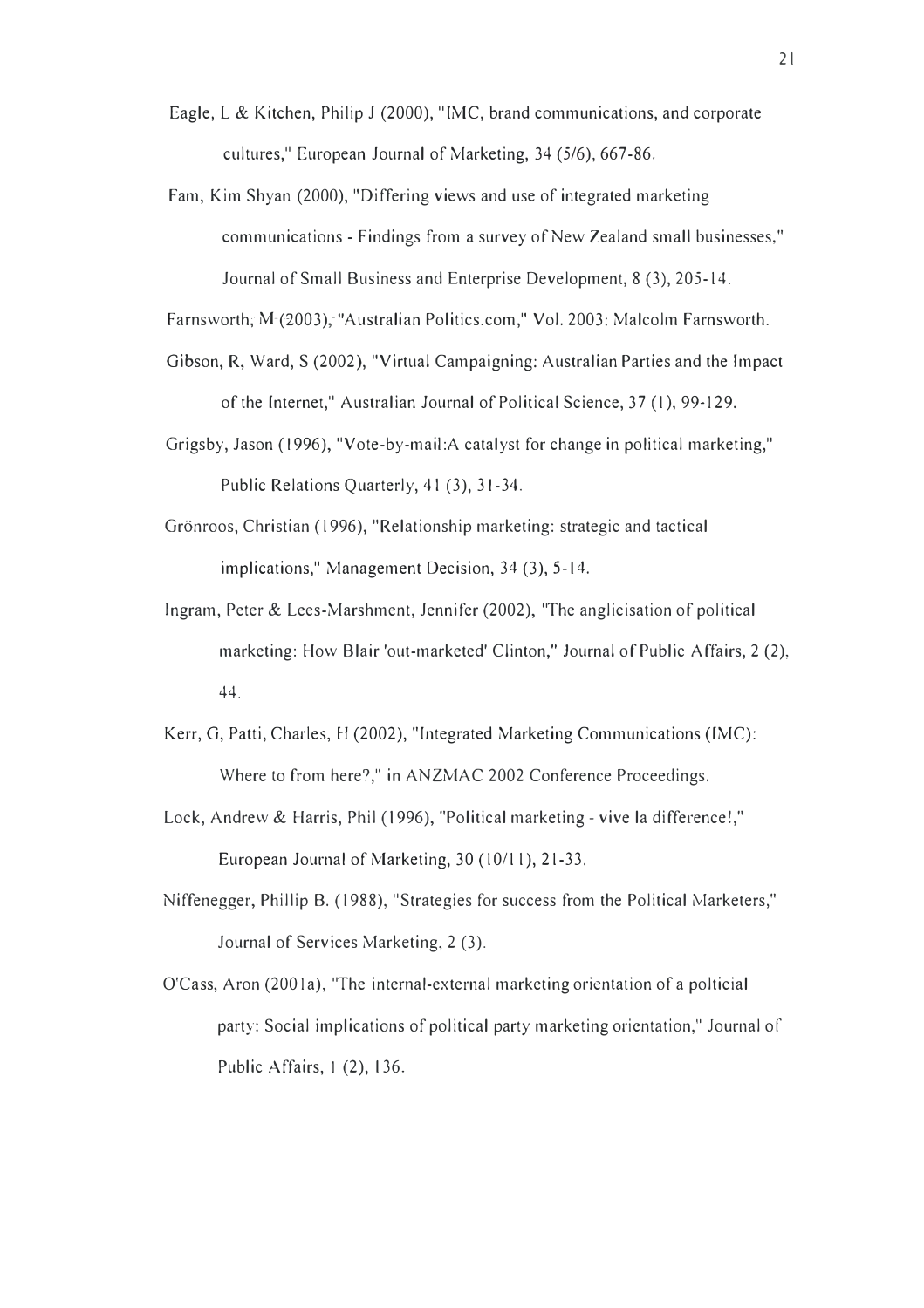Eagle, L & Kitchen, Philip J (2000), "IMC, brand communications, and corporate cultures," European Journal of Marketing, 34 (5/6), 667-86.

Fam, Kim Shyan (2000), "Differing views and use of integrated marketing communications - Findings from a survey of New Zealand small businesses," Journal of Small Business and Enterprise Development, 8 (3), 205-14.

Farnsworth, M (2003), "Australian Politics.com," Vol. 2003: Malcolm Farnsworth.

Gibson, R, Ward, S (2002), "Virtual Campaigning: Australian Parties and the Impact of the Internet," Australian Journal of Political Science, 37 (1), 99-129.

Grigsby, Jason (1996), "Vote-by-mail:A catalyst for change in political marketing," Public Relations Quarterly, 41 (3), 31-34.

Grönroos, Christian (1996), "Relationship marketing: strategic and tactical implications," Management Decision, 34 (3), 5-14.

Ingram, Peter & Lees-Marshment, Jennifer (2002), "The anglicisation of political marketing: How Blair 'out-marketed' Clinton," Journal of Public Affairs, 2 (2), 44.

Kerr, G, Patti, Charles, H (2002), "Integrated Marketing Communications (IMC): Where to from here?," in ANZMAC 2002 Conference Proceedings.

Lock, Andrew & Harris, Phil (1996), "Political marketing - vive la difference!," European Journal of Marketing, 30 (10/11), 21-33.

Niffenegger, Phillip B. (1988), "Strategies for success from the Political Marketers," Journal of Services Marketing, 2 (3).

O'Cass, Aron (2001a), "The internal-external marketing orientation of a polticial party: Social implications of political party marketing orientation," Journal of Public Affairs, 1 (2), 136.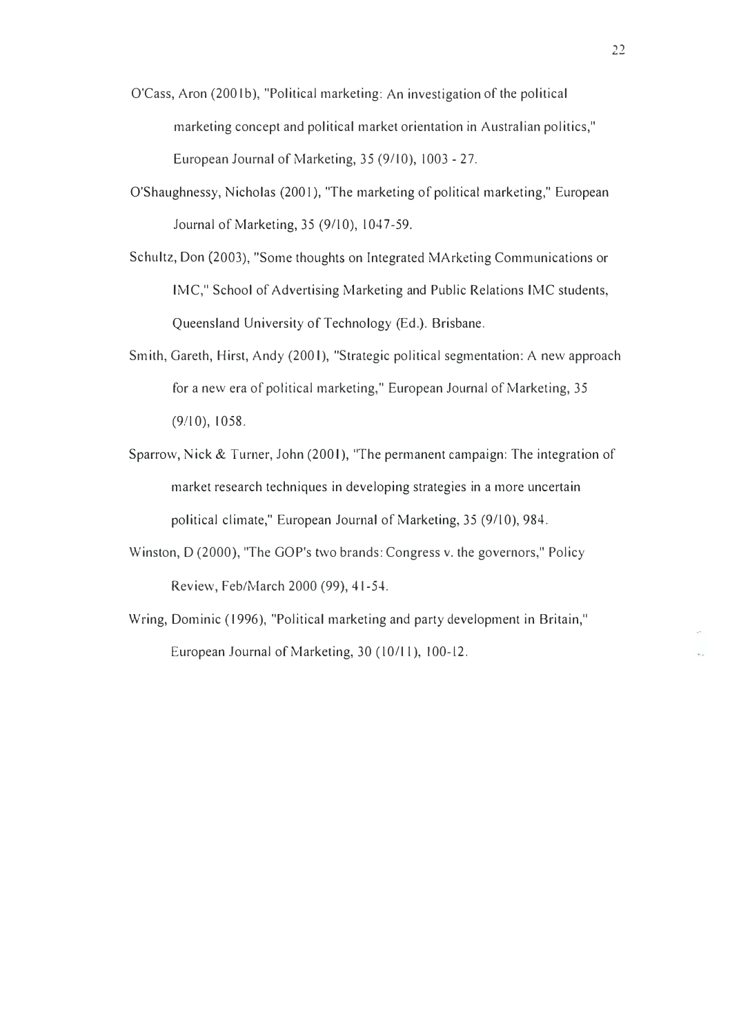O'Cass, Aron (2001b), "Political marketing: An investigation of the political marketing concept and political market orientation in Australian politics," European Journal of Marketing, 35 (9/10), 1003 - 27.

O'Shaughnessy, Nicholas (2001), "The marketing of political marketing," European Journal of Marketing, 35 (9/10), 1047-59.

Schultz, Don (2003), "Some thoughts on Integrated MArketing Communications or IMC," School of Advertising Marketing and Public Relations IMC students, Queensland University of Technology (Ed.). Brisbane.

Smith, Gareth, Hirst, Andy (2001), "Strategic political segmentation: A new approach for a new era of political marketing," European Journal of Marketing, 35 (9/10), 1058.

Sparrow, Nick & Turner, John (2001), "The permanent campaign: The integration of market research techniques in developing strategies in a more uncertain political climate," European Journal of Marketing, 35 (9/10), 984.

Winston, D (2000), "The GOP's two brands: Congress v. the governors," Policy Review, Feb/March 2000 (99), 41-54.

Wring, Dominic (1996), "Political marketing and party development in Britain," European Journal of Marketing, 30 (10/11), 100-12.